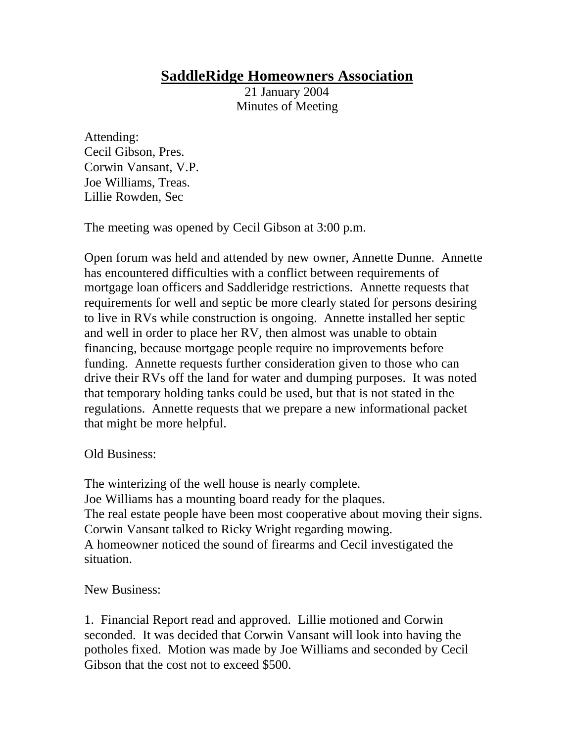# SaddleRidge Homeowners Association

21 January 2004
Minutes of Meeting

Attending:
Cecil Gibson, Pres.
Corwin Vansant, V.P.
Joe Williams, Treas.
Lillie Rowden, Sec

The meeting was opened by Cecil Gibson at 3:00 p.m.

Open forum was held and attended by new owner, Annette Dunne. Annette has encountered difficulties with a conflict between requirements of mortgage loan officers and Saddleridge restrictions. Annette requests that requirements for well and septic be more clearly stated for persons desiring to live in RVs while construction is ongoing. Annette installed her septic and well in order to place her RV, then almost was unable to obtain financing, because mortgage people require no improvements before funding. Annette requests further consideration given to those who can drive their RVs off the land for water and dumping purposes. It was noted that temporary holding tanks could be used, but that is not stated in the regulations. Annette requests that we prepare a new informational packet that might be more helpful.

Old Business:

The winterizing of the well house is nearly complete.
Joe Williams has a mounting board ready for the plaques.
The real estate people have been most cooperative about moving their signs.
Corwin Vansant talked to Ricky Wright regarding mowing.
A homeowner noticed the sound of firearms and Cecil investigated the situation.

New Business:

1. Financial Report read and approved. Lillie motioned and Corwin seconded. It was decided that Corwin Vansant will look into having the potholes fixed. Motion was made by Joe Williams and seconded by Cecil Gibson that the cost not to exceed $500.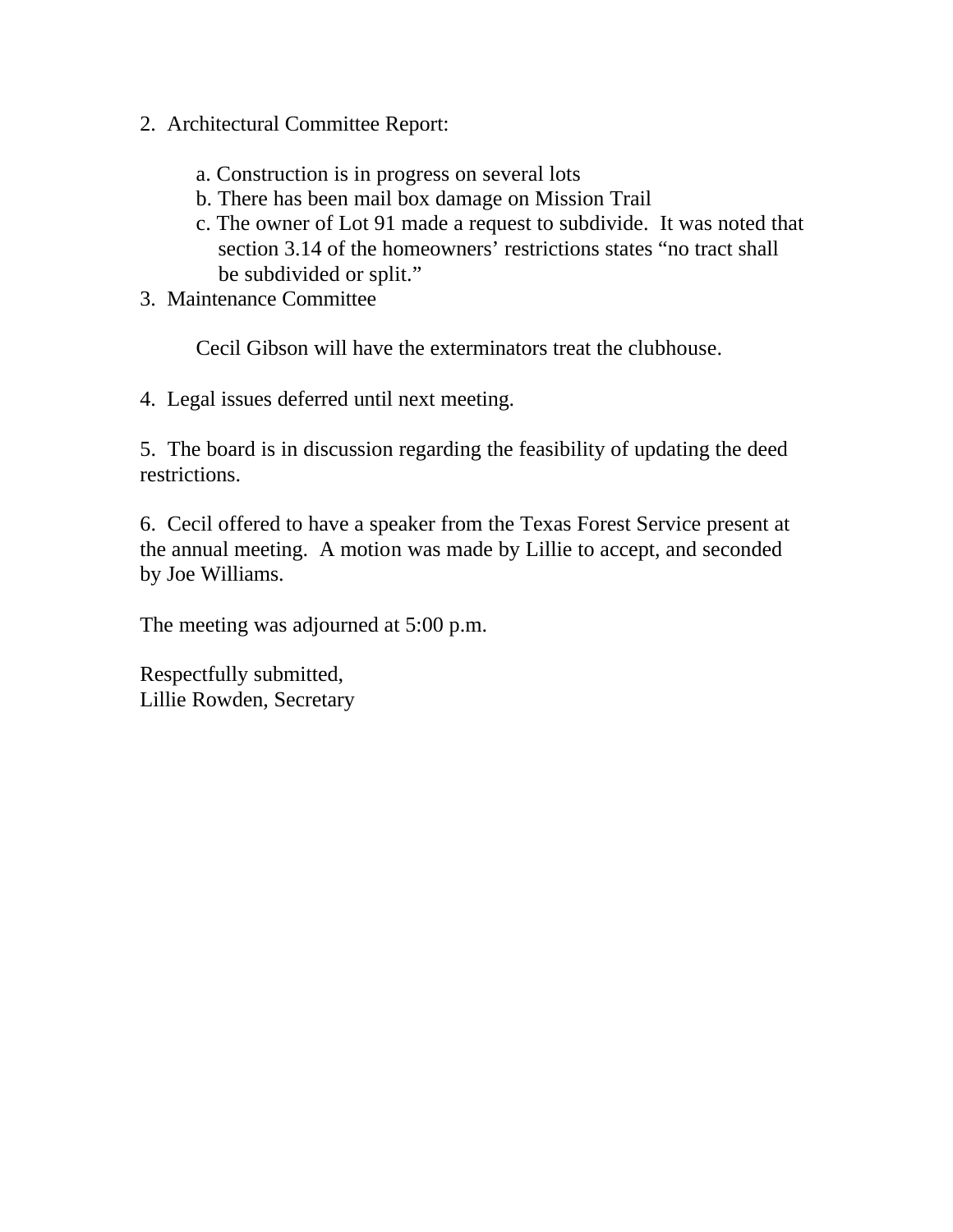2. Architectural Committee Report:

   a. Construction is in progress on several lots
   b. There has been mail box damage on Mission Trail
   c. The owner of Lot 91 made a request to subdivide. It was noted that section 3.14 of the homeowners' restrictions states "no tract shall be subdivided or split."

3. Maintenance Committee

   Cecil Gibson will have the exterminators treat the clubhouse.

4. Legal issues deferred until next meeting.

5. The board is in discussion regarding the feasibility of updating the deed restrictions.

6. Cecil offered to have a speaker from the Texas Forest Service present at the annual meeting. A motion was made by Lillie to accept, and seconded by Joe Williams.

The meeting was adjourned at 5:00 p.m.

Respectfully submitted,
Lillie Rowden, Secretary